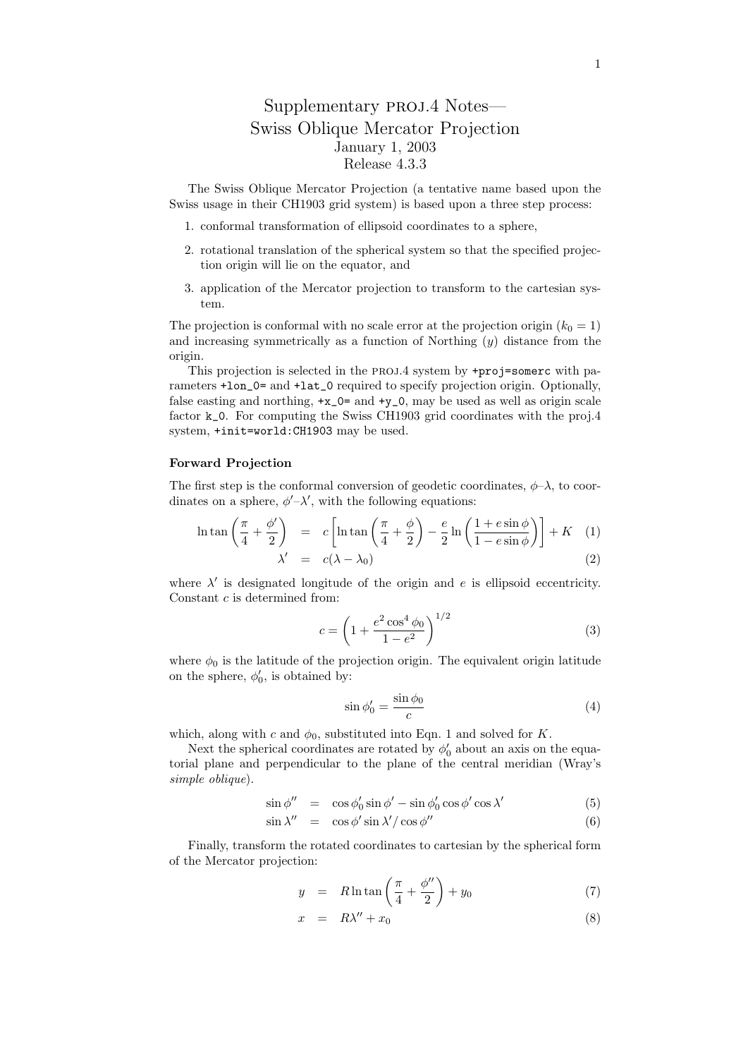# Supplementary PROJ.4 Notes—
# Swiss Oblique Mercator Projection

January 1, 2003
Release 4.3.3

The Swiss Oblique Mercator Projection (a tentative name based upon the Swiss usage in their CH1903 grid system) is based upon a three step process:

1. conformal transformation of ellipsoid coordinates to a sphere,
2. rotational translation of the spherical system so that the specified projection origin will lie on the equator, and
3. application of the Mercator projection to transform to the cartesian system.

The projection is conformal with no scale error at the projection origin ($k_0 = 1$) and increasing symmetrically as a function of Northing ($y$) distance from the origin.

This projection is selected in the PROJ.4 system by `+proj=somerc` with parameters `+lon_0=` and `+lat_0` required to specify projection origin. Optionally, false easting and northing, `+x_0=` and `+y_0`, may be used as well as origin scale factor `k_0`. For computing the Swiss CH1903 grid coordinates with the proj.4 system, `+init=world:CH1903` may be used.

**Forward Projection**

The first step is the conformal conversion of geodetic coordinates, $\phi$–$\lambda$, to coordinates on a sphere, $\phi'$–$\lambda'$, with the following equations:

$$\ln\tan\left(\frac{\pi}{4}+\frac{\phi'}{2}\right) = c\left[\ln\tan\left(\frac{\pi}{4}+\frac{\phi}{2}\right) - \frac{e}{2}\ln\left(\frac{1+e\sin\phi}{1-e\sin\phi}\right)\right] + K \quad (1)$$

$$\lambda' = c(\lambda-\lambda_0) \quad (2)$$

where $\lambda'$ is designated longitude of the origin and $e$ is ellipsoid eccentricity. Constant $c$ is determined from:

$$c = \left(1+\frac{e^2\cos^4\phi_0}{1-e^2}\right)^{1/2} \quad (3)$$

where $\phi_0$ is the latitude of the projection origin. The equivalent origin latitude on the sphere, $\phi'_0$, is obtained by:

$$\sin\phi'_0 = \frac{\sin\phi_0}{c} \quad (4)$$

which, along with $c$ and $\phi_0$, substituted into Eqn. 1 and solved for $K$.

Next the spherical coordinates are rotated by $\phi'_0$ about an axis on the equatorial plane and perpendicular to the plane of the central meridian (Wray's *simple oblique*).

$$\sin\phi'' = \cos\phi'_0\sin\phi' - \sin\phi'_0\cos\phi'\cos\lambda' \quad (5)$$

$$\sin\lambda'' = \cos\phi'\sin\lambda'/\cos\phi'' \quad (6)$$

Finally, transform the rotated coordinates to cartesian by the spherical form of the Mercator projection:

$$y = R\ln\tan\left(\frac{\pi}{4}+\frac{\phi''}{2}\right) + y_0 \quad (7)$$

$$x = R\lambda'' + x_0 \quad (8)$$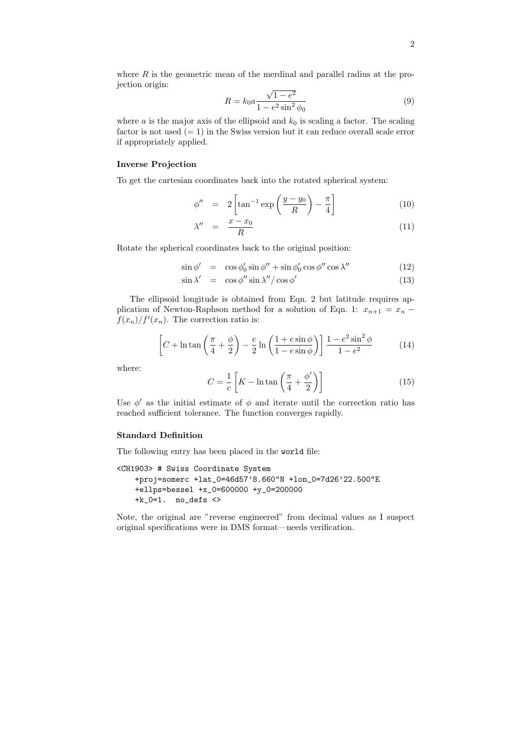where $R$ is the geometric mean of the merdinal and parallel radius at the projection origin:

$$R = k_0 a \frac{\sqrt{1-e^2}}{1 - e^2 \sin^2 \phi_0} \tag{9}$$

where $a$ is the major axis of the ellipsoid and $k_0$ is scaling a factor. The scaling factor is not used ($= 1$) in the Swiss version but it can reduce overall scale error if appropriately applied.

**Inverse Projection**

To get the cartesian coordinates back into the rotated spherical system:

$$\phi'' = 2\left[\tan^{-1} \exp\left(\frac{y - y_0}{R}\right) - \frac{\pi}{4}\right] \tag{10}$$

$$\lambda'' = \frac{x - x_0}{R} \tag{11}$$

Rotate the spherical coordinates back to the original position:

$$\sin\phi' = \cos\phi'_0 \sin\phi'' + \sin\phi'_0 \cos\phi'' \cos\lambda'' \tag{12}$$

$$\sin\lambda' = \cos\phi'' \sin\lambda'' / \cos\phi' \tag{13}$$

The ellipsoid longitude is obtained from Eqn. 2 but latitude requires application of Newton-Raphson method for a solution of Eqn. 1: $x_{n+1} = x_n - f(x_n)/f'(x_n)$. The correction ratio is:

$$\left[C + \ln\tan\left(\frac{\pi}{4} + \frac{\phi}{2}\right) - \frac{e}{2}\ln\left(\frac{1 + e\sin\phi}{1 - e\sin\phi}\right)\right] \frac{1 - e^2\sin^2\phi}{1 - e^2} \tag{14}$$

where:

$$C = \frac{1}{c}\left[K - \ln\tan\left(\frac{\pi}{4} + \frac{\phi'}{2}\right)\right] \tag{15}$$

Use $\phi'$ as the initial estimate of $\phi$ and iterate until the correction ratio has reached sufficient tolerance. The function converges rapidly.

**Standard Definition**

The following entry has been placed in the `world` file:

```
<CH1903> # Swiss Coordinate System
    +proj=somerc +lat_0=46d57'8.660"N +lon_0=7d26'22.500"E
    +ellps=bessel +x_0=600000 +y_0=200000
    +k_0=1.  no_defs <>
```

Note, the original are "reverse engineered" from decimal values as I suspect original specifications were in DMS format—needs verification.